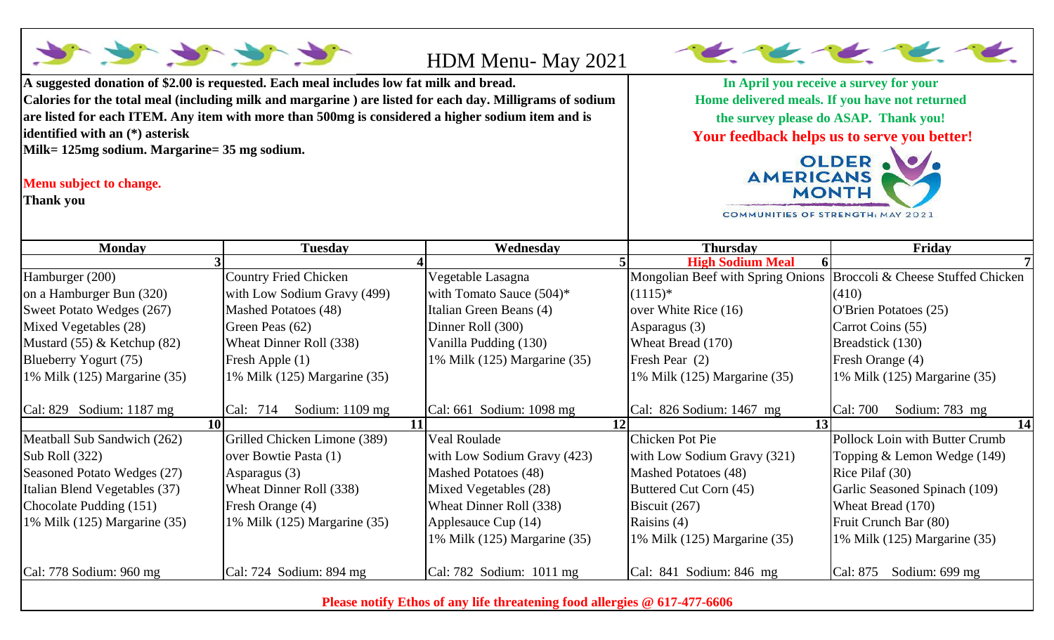# HDM Menu- May 2021

**A suggested donation of $2.00 is requested. Each meal includes low fat milk and bread.**
**Calories for the total meal (including milk and margarine ) are listed for each day. Milligrams of sodium are listed for each ITEM. Any item with more than 500mg is considered a higher sodium item and is identified with an (*) asterisk**
**Milk= 125mg sodium. Margarine= 35 mg sodium.**

**Menu subject to change.**
**Thank you**

**In April you receive a survey for your Home delivered meals. If you have not returned the survey please do ASAP. Thank you!**
**Your feedback helps us to serve you better!**

OLDER AMERICANS MONTH
COMMUNITIES OF STRENGTH: MAY 2021

| Monday | Tuesday | Wednesday | Thursday | Friday |
|---|---|---|---|---|
| 3 | 4 | 5 | **High Sodium Meal** 6 | 7 |
| Hamburger (200)<br>on a Hamburger Bun (320)<br>Sweet Potato Wedges (267)<br>Mixed Vegetables (28)<br>Mustard (55) & Ketchup (82)<br>Blueberry Yogurt (75)<br>1% Milk (125) Margarine (35)<br><br>Cal: 829 Sodium: 1187 mg | Country Fried Chicken<br>with Low Sodium Gravy (499)<br>Mashed Potatoes (48)<br>Green Peas (62)<br>Wheat Dinner Roll (338)<br>Fresh Apple (1)<br>1% Milk (125) Margarine (35)<br><br>Cal: 714 Sodium: 1109 mg | Vegetable Lasagna<br>with Tomato Sauce (504)*<br>Italian Green Beans (4)<br>Dinner Roll (300)<br>Vanilla Pudding (130)<br>1% Milk (125) Margarine (35)<br><br>Cal: 661 Sodium: 1098 mg | Mongolian Beef with Spring Onions (1115)*<br>over White Rice (16)<br>Asparagus (3)<br>Wheat Bread (170)<br>Fresh Pear (2)<br>1% Milk (125) Margarine (35)<br><br>Cal: 826 Sodium: 1467 mg | Broccoli & Cheese Stuffed Chicken (410)<br>O'Brien Potatoes (25)<br>Carrot Coins (55)<br>Breadstick (130)<br>Fresh Orange (4)<br>1% Milk (125) Margarine (35)<br><br>Cal: 700 Sodium: 783 mg |
| 10 | 11 | 12 | 13 | 14 |
| Meatball Sub Sandwich (262)<br>Sub Roll (322)<br>Seasoned Potato Wedges (27)<br>Italian Blend Vegetables (37)<br>Chocolate Pudding (151)<br>1% Milk (125) Margarine (35)<br><br>Cal: 778 Sodium: 960 mg | Grilled Chicken Limone (389)<br>over Bowtie Pasta (1)<br>Asparagus (3)<br>Wheat Dinner Roll (338)<br>Fresh Orange (4)<br>1% Milk (125) Margarine (35)<br><br>Cal: 724 Sodium: 894 mg | Veal Roulade<br>with Low Sodium Gravy (423)<br>Mashed Potatoes (48)<br>Mixed Vegetables (28)<br>Wheat Dinner Roll (338)<br>Applesauce Cup (14)<br>1% Milk (125) Margarine (35)<br><br>Cal: 782 Sodium: 1011 mg | Chicken Pot Pie<br>with Low Sodium Gravy (321)<br>Mashed Potatoes (48)<br>Buttered Cut Corn (45)<br>Biscuit (267)<br>Raisins (4)<br>1% Milk (125) Margarine (35)<br><br>Cal: 841 Sodium: 846 mg | Pollock Loin with Butter Crumb Topping & Lemon Wedge (149)<br>Rice Pilaf (30)<br>Garlic Seasoned Spinach (109)<br>Wheat Bread (170)<br>Fruit Crunch Bar (80)<br>1% Milk (125) Margarine (35)<br><br>Cal: 875 Sodium: 699 mg |

**Please notify Ethos of any life threatening food allergies @ 617-477-6606**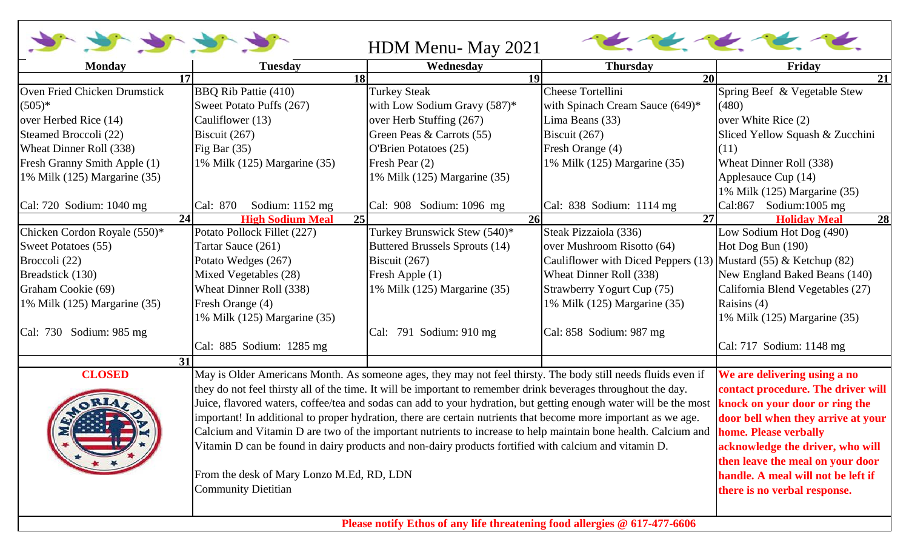# HDM Menu- May 2021

| Monday | Tuesday | Wednesday | Thursday | Friday |
|---|---|---|---|---|
| 17 | 18 | 19 | 20 | 21 |
| Oven Fried Chicken Drumstick (505)* over Herbed Rice (14) Steamed Broccoli (22) Wheat Dinner Roll (338) Fresh Granny Smith Apple (1) 1% Milk (125) Margarine (35) Cal: 720 Sodium: 1040 mg | BBQ Rib Pattie (410) Sweet Potato Puffs (267) Cauliflower (13) Biscuit (267) Fig Bar (35) 1% Milk (125) Margarine (35) Cal: 870 Sodium: 1152 mg | Turkey Steak with Low Sodium Gravy (587)* over Herb Stuffing (267) Green Peas & Carrots (55) O'Brien Potatoes (25) Fresh Pear (2) 1% Milk (125) Margarine (35) Cal: 908 Sodium: 1096 mg | Cheese Tortellini with Spinach Cream Sauce (649)* Lima Beans (33) Biscuit (267) Fresh Orange (4) 1% Milk (125) Margarine (35) Cal: 838 Sodium: 1114 mg | Spring Beef & Vegetable Stew (480) over White Rice (2) Sliced Yellow Squash & Zucchini (11) Wheat Dinner Roll (338) Applesauce Cup (14) 1% Milk (125) Margarine (35) Cal:867 Sodium:1005 mg |
| 24 | **High Sodium Meal** 25 | 26 | 27 | **Holiday Meal** 28 |
| Chicken Cordon Royale (550)* Sweet Potatoes (55) Broccoli (22) Breadstick (130) Graham Cookie (69) 1% Milk (125) Margarine (35) Cal: 730 Sodium: 985 mg | Potato Pollock Fillet (227) Tartar Sauce (261) Potato Wedges (267) Mixed Vegetables (28) Wheat Dinner Roll (338) Fresh Orange (4) 1% Milk (125) Margarine (35) Cal: 885 Sodium: 1285 mg | Turkey Brunswick Stew (540)* Buttered Brussels Sprouts (14) Biscuit (267) Fresh Apple (1) 1% Milk (125) Margarine (35) Cal: 791 Sodium: 910 mg | Steak Pizzaiola (336) over Mushroom Risotto (64) Cauliflower with Diced Peppers (13) Wheat Dinner Roll (338) Strawberry Yogurt Cup (75) 1% Milk (125) Margarine (35) Cal: 858 Sodium: 987 mg | Low Sodium Hot Dog (490) Hot Dog Bun (190) Mustard (55) & Ketchup (82) New England Baked Beans (140) California Blend Vegetables (27) Raisins (4) 1% Milk (125) Margarine (35) Cal: 717 Sodium: 1148 mg |
| 31 | | | | |
| **CLOSED** | May is Older Americans Month. As someone ages, they may not feel thirsty. The body still needs fluids even if they do not feel thirsty all of the time. It will be important to remember drink beverages throughout the day. Juice, flavored waters, coffee/tea and sodas can add to your hydration, but getting enough water will be the most important! In additional to proper hydration, there are certain nutrients that become more important as we age. Calcium and Vitamin D are two of the important nutrients to increase to help maintain bone health. Calcium and Vitamin D can be found in dairy products and non-dairy products fortified with calcium and vitamin D. From the desk of Mary Lonzo M.Ed, RD, LDN Community Dietitian | | | **We are delivering using a no contact procedure. The driver will knock on your door or ring the door bell when they arrive at your home. Please verbally acknowledge the driver, who will then leave the meal on your door handle. A meal will not be left if there is no verbal response.** |

**Please notify Ethos of any life threatening food allergies @ 617-477-6606**